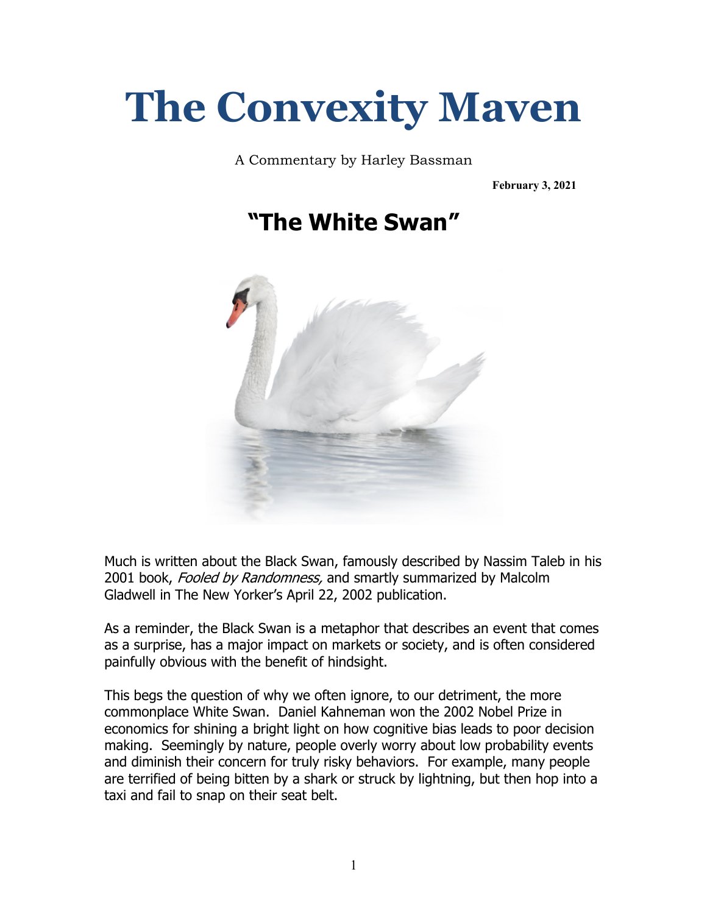# The Convexity Maven

A Commentary by Harley Bassman

**February 3, 2021**

## "The White Swan"

Much is written about the Black Swan, famously described by Nassim Taleb in his 2001 book, *Fooled by Randomness,* and smartly summarized by Malcolm Gladwell in The New Yorker's April 22, 2002 publication.

As a reminder, the Black Swan is a metaphor that describes an event that comes as a surprise, has a major impact on markets or society, and is often considered painfully obvious with the benefit of hindsight.

This begs the question of why we often ignore, to our detriment, the more commonplace White Swan. Daniel Kahneman won the 2002 Nobel Prize in economics for shining a bright light on how cognitive bias leads to poor decision making. Seemingly by nature, people overly worry about low probability events and diminish their concern for truly risky behaviors. For example, many people are terrified of being bitten by a shark or struck by lightning, but then hop into a taxi and fail to snap on their seat belt.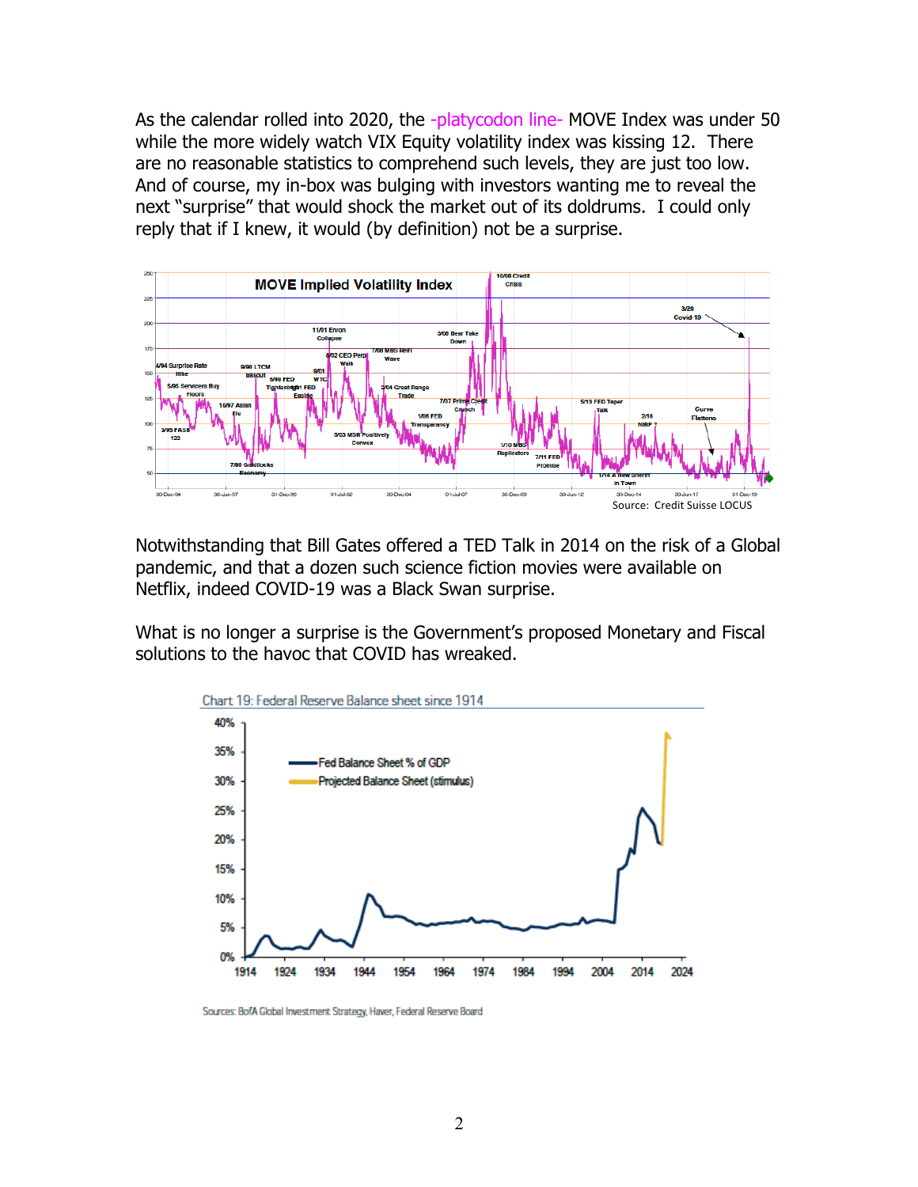As the calendar rolled into 2020, the -platycodon line- MOVE Index was under 50 while the more widely watch VIX Equity volatility index was kissing 12. There are no reasonable statistics to comprehend such levels, they are just too low. And of course, my in-box was bulging with investors wanting me to reveal the next "surprise" that would shock the market out of its doldrums. I could only reply that if I knew, it would (by definition) not be a surprise.

Source: Credit Suisse LOCUS

Notwithstanding that Bill Gates offered a TED Talk in 2014 on the risk of a Global pandemic, and that a dozen such science fiction movies were available on Netflix, indeed COVID-19 was a Black Swan surprise.

What is no longer a surprise is the Government's proposed Monetary and Fiscal solutions to the havoc that COVID has wreaked.

Chart 19: Federal Reserve Balance sheet since 1914

Sources: BofA Global Investment Strategy, Haver, Federal Reserve Board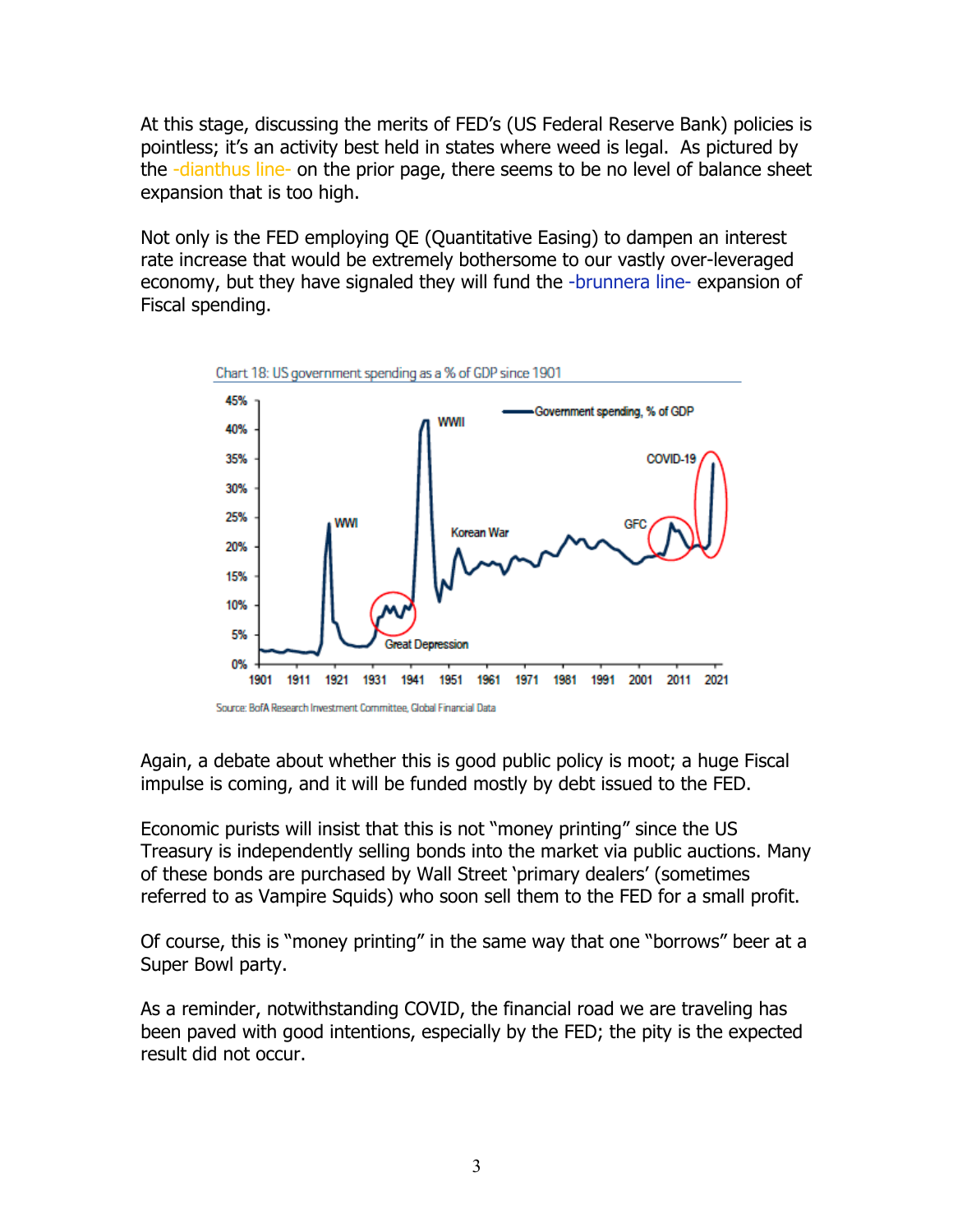At this stage, discussing the merits of FED's (US Federal Reserve Bank) policies is pointless; it's an activity best held in states where weed is legal. As pictured by the -dianthus line- on the prior page, there seems to be no level of balance sheet expansion that is too high.

Not only is the FED employing QE (Quantitative Easing) to dampen an interest rate increase that would be extremely bothersome to our vastly over-leveraged economy, but they have signaled they will fund the -brunnera line- expansion of Fiscal spending.

Chart 18: US government spending as a % of GDP since 1901

Source: BofA Research Investment Committee, Global Financial Data

Again, a debate about whether this is good public policy is moot; a huge Fiscal impulse is coming, and it will be funded mostly by debt issued to the FED.

Economic purists will insist that this is not "money printing" since the US Treasury is independently selling bonds into the market via public auctions. Many of these bonds are purchased by Wall Street 'primary dealers' (sometimes referred to as Vampire Squids) who soon sell them to the FED for a small profit.

Of course, this is "money printing" in the same way that one "borrows" beer at a Super Bowl party.

As a reminder, notwithstanding COVID, the financial road we are traveling has been paved with good intentions, especially by the FED; the pity is the expected result did not occur.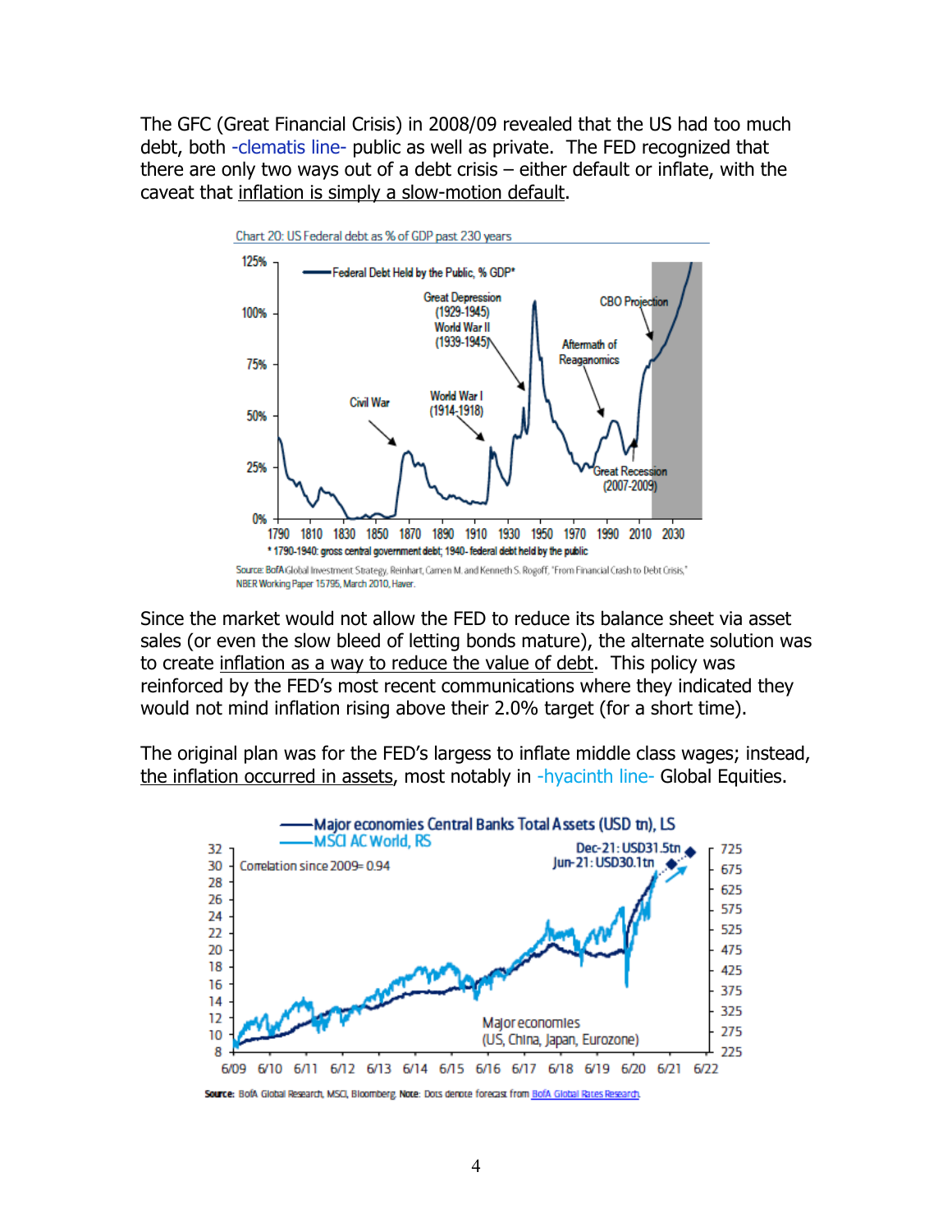The GFC (Great Financial Crisis) in 2008/09 revealed that the US had too much debt, both -clematis line- public as well as private. The FED recognized that there are only two ways out of a debt crisis – either default or inflate, with the caveat that inflation is simply a slow-motion default.

Chart 20: US Federal debt as % of GDP past 230 years

Source: BofA Global Investment Strategy, Reinhart, Carmen M. and Kenneth S. Rogoff, "From Financial Crash to Debt Crisis," NBER Working Paper 15795, March 2010, Haver.

Since the market would not allow the FED to reduce its balance sheet via asset sales (or even the slow bleed of letting bonds mature), the alternate solution was to create inflation as a way to reduce the value of debt. This policy was reinforced by the FED's most recent communications where they indicated they would not mind inflation rising above their 2.0% target (for a short time).

The original plan was for the FED's largess to inflate middle class wages; instead, the inflation occurred in assets, most notably in -hyacinth line- Global Equities.

Source: BofA Global Research, MSCI, Bloomberg. Note: Dots denote forecast from BofA Global Rates Research.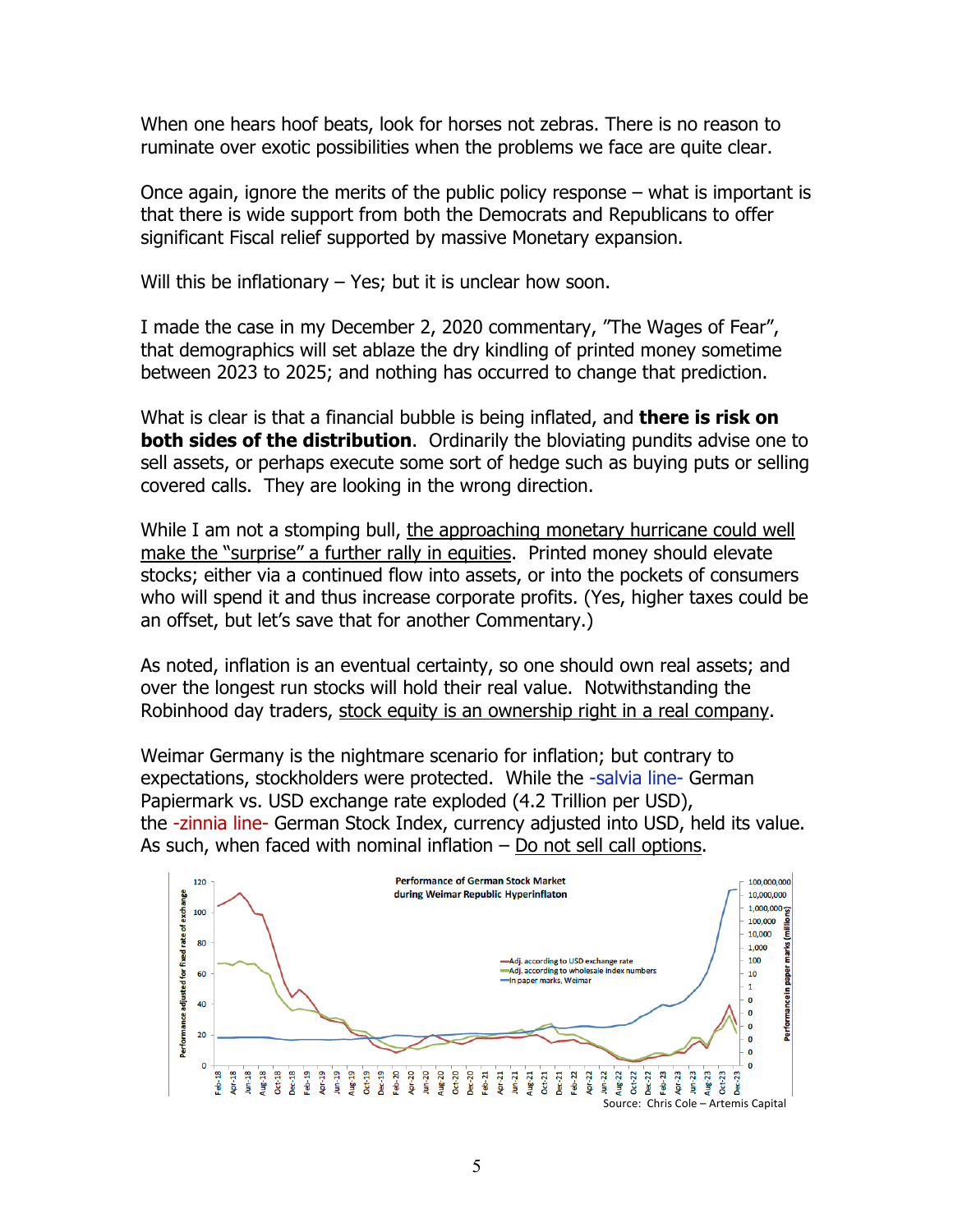When one hears hoof beats, look for horses not zebras. There is no reason to ruminate over exotic possibilities when the problems we face are quite clear.

Once again, ignore the merits of the public policy response – what is important is that there is wide support from both the Democrats and Republicans to offer significant Fiscal relief supported by massive Monetary expansion.

Will this be inflationary – Yes; but it is unclear how soon.

I made the case in my December 2, 2020 commentary, "The Wages of Fear", that demographics will set ablaze the dry kindling of printed money sometime between 2023 to 2025; and nothing has occurred to change that prediction.

What is clear is that a financial bubble is being inflated, and **there is risk on both sides of the distribution**. Ordinarily the bloviating pundits advise one to sell assets, or perhaps execute some sort of hedge such as buying puts or selling covered calls. They are looking in the wrong direction.

While I am not a stomping bull, <u>the approaching monetary hurricane could well make the "surprise" a further rally in equities</u>. Printed money should elevate stocks; either via a continued flow into assets, or into the pockets of consumers who will spend it and thus increase corporate profits. (Yes, higher taxes could be an offset, but let's save that for another Commentary.)

As noted, inflation is an eventual certainty, so one should own real assets; and over the longest run stocks will hold their real value. Notwithstanding the Robinhood day traders, <u>stock equity is an ownership right in a real company</u>.

Weimar Germany is the nightmare scenario for inflation; but contrary to expectations, stockholders were protected. While the -salvia line- German Papiermark vs. USD exchange rate exploded (4.2 Trillion per USD), the -zinnia line- German Stock Index, currency adjusted into USD, held its value. As such, when faced with nominal inflation – <u>Do not sell call options</u>.

Performance of German Stock Market during Weimar Republic Hyperinflaton

Source: Chris Cole – Artemis Capital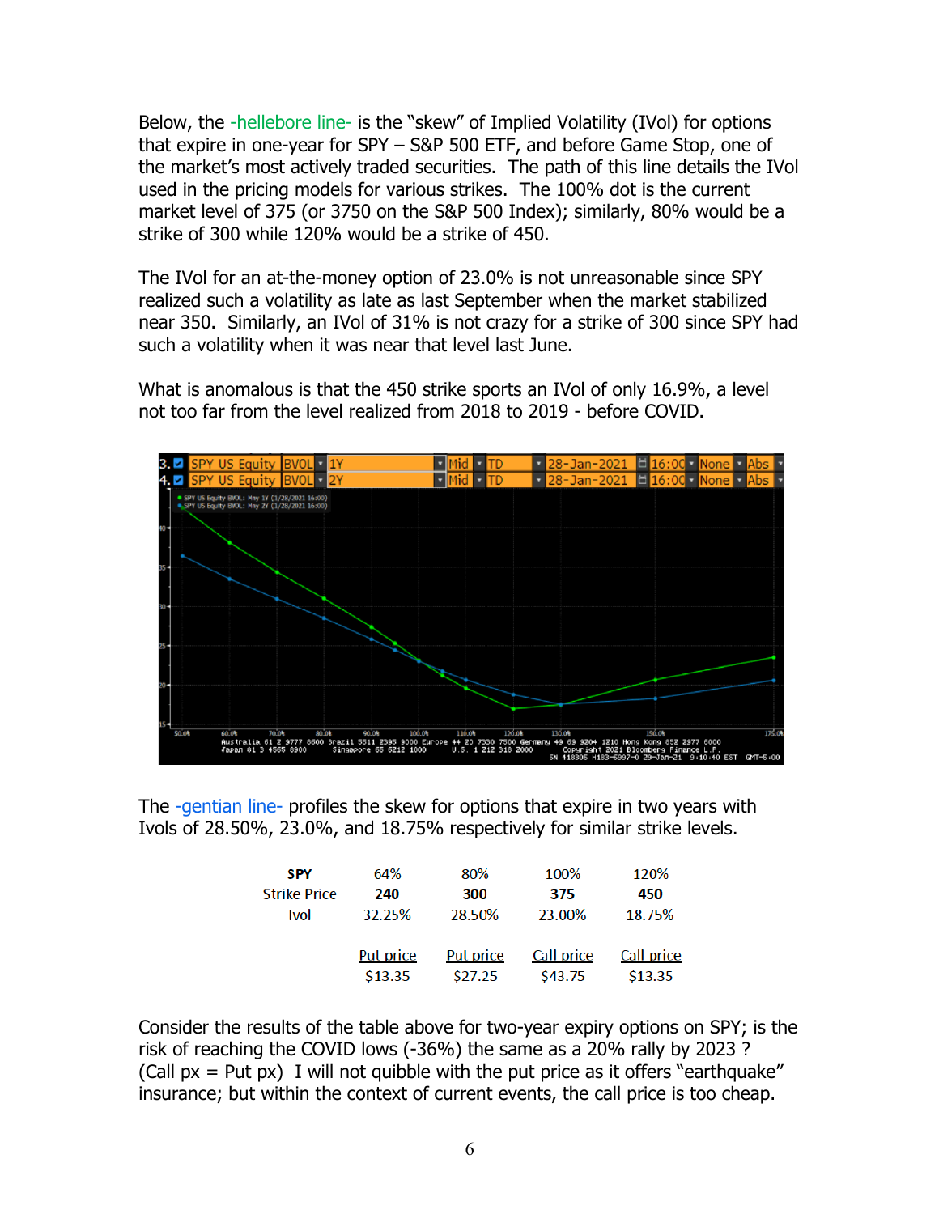Below, the -hellebore line- is the "skew" of Implied Volatility (IVol) for options that expire in one-year for SPY – S&P 500 ETF, and before Game Stop, one of the market's most actively traded securities. The path of this line details the IVol used in the pricing models for various strikes. The 100% dot is the current market level of 375 (or 3750 on the S&P 500 Index); similarly, 80% would be a strike of 300 while 120% would be a strike of 450.

The IVol for an at-the-money option of 23.0% is not unreasonable since SPY realized such a volatility as late as last September when the market stabilized near 350. Similarly, an IVol of 31% is not crazy for a strike of 300 since SPY had such a volatility when it was near that level last June.

What is anomalous is that the 450 strike sports an IVol of only 16.9%, a level not too far from the level realized from 2018 to 2019 - before COVID.

The -gentian line- profiles the skew for options that expire in two years with Ivols of 28.50%, 23.0%, and 18.75% respectively for similar strike levels.

| SPY | 64% | 80% | 100% | 120% |
|---|---|---|---|---|
| Strike Price | **240** | **300** | **375** | **450** |
| Ivol | 32.25% | 28.50% | 23.00% | 18.75% |
| | Put price | Put price | Call price | Call price |
| | $13.35 | $27.25 | $43.75 | $13.35 |

Consider the results of the table above for two-year expiry options on SPY; is the risk of reaching the COVID lows (-36%) the same as a 20% rally by 2023 ? (Call px = Put px) I will not quibble with the put price as it offers "earthquake" insurance; but within the context of current events, the call price is too cheap.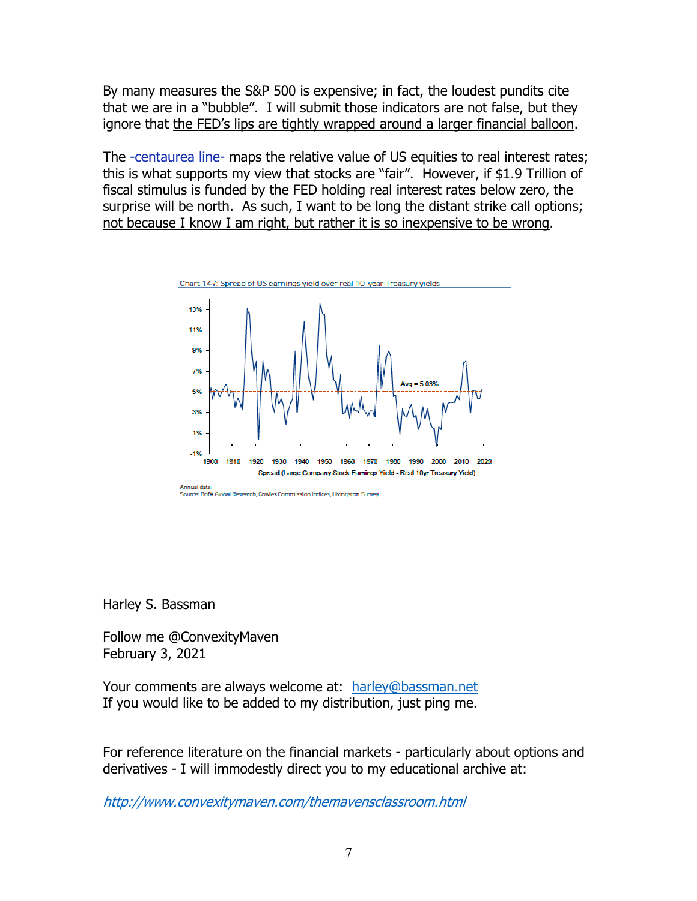By many measures the S&P 500 is expensive; in fact, the loudest pundits cite that we are in a "bubble". I will submit those indicators are not false, but they ignore that the FED's lips are tightly wrapped around a larger financial balloon.

The -centaurea line- maps the relative value of US equities to real interest rates; this is what supports my view that stocks are "fair". However, if $1.9 Trillion of fiscal stimulus is funded by the FED holding real interest rates below zero, the surprise will be north. As such, I want to be long the distant strike call options; not because I know I am right, but rather it is so inexpensive to be wrong.

Chart 147: Spread of US earnings yield over real 10-year Treasury yields

Annual data
Source: BofA Global Research, Cowles Commission Indices, Livingston Survey

Harley S. Bassman

Follow me @ConvexityMaven
February 3, 2021

Your comments are always welcome at: harley@bassman.net
If you would like to be added to my distribution, just ping me.

For reference literature on the financial markets - particularly about options and derivatives - I will immodestly direct you to my educational archive at:

*http://www.convexitymaven.com/themavensclassroom.html*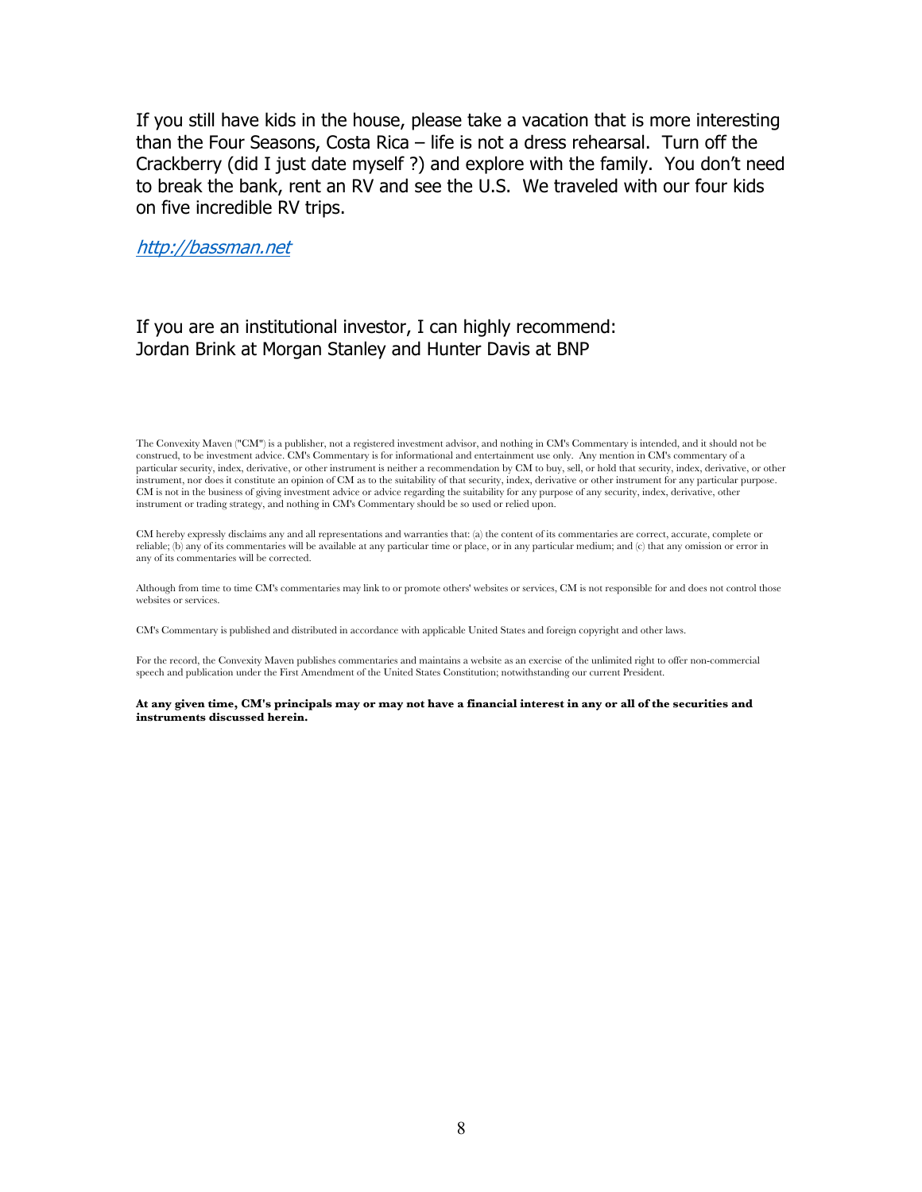If you still have kids in the house, please take a vacation that is more interesting than the Four Seasons, Costa Rica – life is not a dress rehearsal. Turn off the Crackberry (did I just date myself ?) and explore with the family. You don't need to break the bank, rent an RV and see the U.S. We traveled with our four kids on five incredible RV trips.

*http://bassman.net*

If you are an institutional investor, I can highly recommend:
Jordan Brink at Morgan Stanley and Hunter Davis at BNP

The Convexity Maven ("CM") is a publisher, not a registered investment advisor, and nothing in CM's Commentary is intended, and it should not be construed, to be investment advice. CM's Commentary is for informational and entertainment use only. Any mention in CM's commentary of a particular security, index, derivative, or other instrument is neither a recommendation by CM to buy, sell, or hold that security, index, derivative, or other instrument, nor does it constitute an opinion of CM as to the suitability of that security, index, derivative or other instrument for any particular purpose. CM is not in the business of giving investment advice or advice regarding the suitability for any purpose of any security, index, derivative, other instrument or trading strategy, and nothing in CM's Commentary should be so used or relied upon.

CM hereby expressly disclaims any and all representations and warranties that: (a) the content of its commentaries are correct, accurate, complete or reliable; (b) any of its commentaries will be available at any particular time or place, or in any particular medium; and (c) that any omission or error in any of its commentaries will be corrected.

Although from time to time CM's commentaries may link to or promote others' websites or services, CM is not responsible for and does not control those websites or services.

CM's Commentary is published and distributed in accordance with applicable United States and foreign copyright and other laws.

For the record, the Convexity Maven publishes commentaries and maintains a website as an exercise of the unlimited right to offer non-commercial speech and publication under the First Amendment of the United States Constitution; notwithstanding our current President.

**At any given time, CM's principals may or may not have a financial interest in any or all of the securities and instruments discussed herein.**